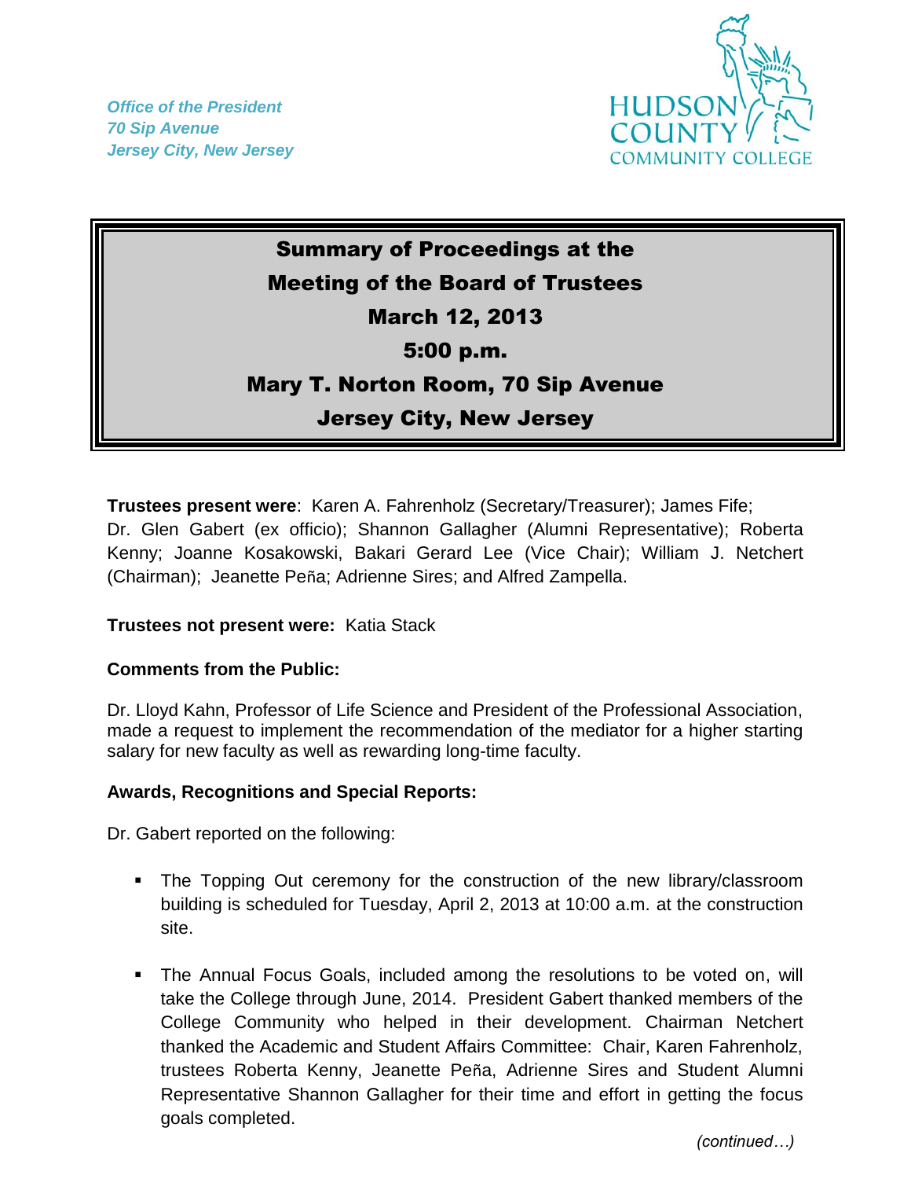*Office of the President*
*70 Sip Avenue*
*Jersey City, New Jersey*

HUDSON COUNTY COMMUNITY COLLEGE

# Summary of Proceedings at the Meeting of the Board of Trustees
## March 12, 2013
## 5:00 p.m.
## Mary T. Norton Room, 70 Sip Avenue
## Jersey City, New Jersey

**Trustees present were**: Karen A. Fahrenholz (Secretary/Treasurer); James Fife; Dr. Glen Gabert (ex officio); Shannon Gallagher (Alumni Representative); Roberta Kenny; Joanne Kosakowski, Bakari Gerard Lee (Vice Chair); William J. Netchert (Chairman); Jeanette Peña; Adrienne Sires; and Alfred Zampella.

**Trustees not present were:** Katia Stack

**Comments from the Public:**

Dr. Lloyd Kahn, Professor of Life Science and President of the Professional Association, made a request to implement the recommendation of the mediator for a higher starting salary for new faculty as well as rewarding long-time faculty.

**Awards, Recognitions and Special Reports:**

Dr. Gabert reported on the following:

- The Topping Out ceremony for the construction of the new library/classroom building is scheduled for Tuesday, April 2, 2013 at 10:00 a.m. at the construction site.

- The Annual Focus Goals, included among the resolutions to be voted on, will take the College through June, 2014. President Gabert thanked members of the College Community who helped in their development. Chairman Netchert thanked the Academic and Student Affairs Committee: Chair, Karen Fahrenholz, trustees Roberta Kenny, Jeanette Peña, Adrienne Sires and Student Alumni Representative Shannon Gallagher for their time and effort in getting the focus goals completed.

*(continued…)*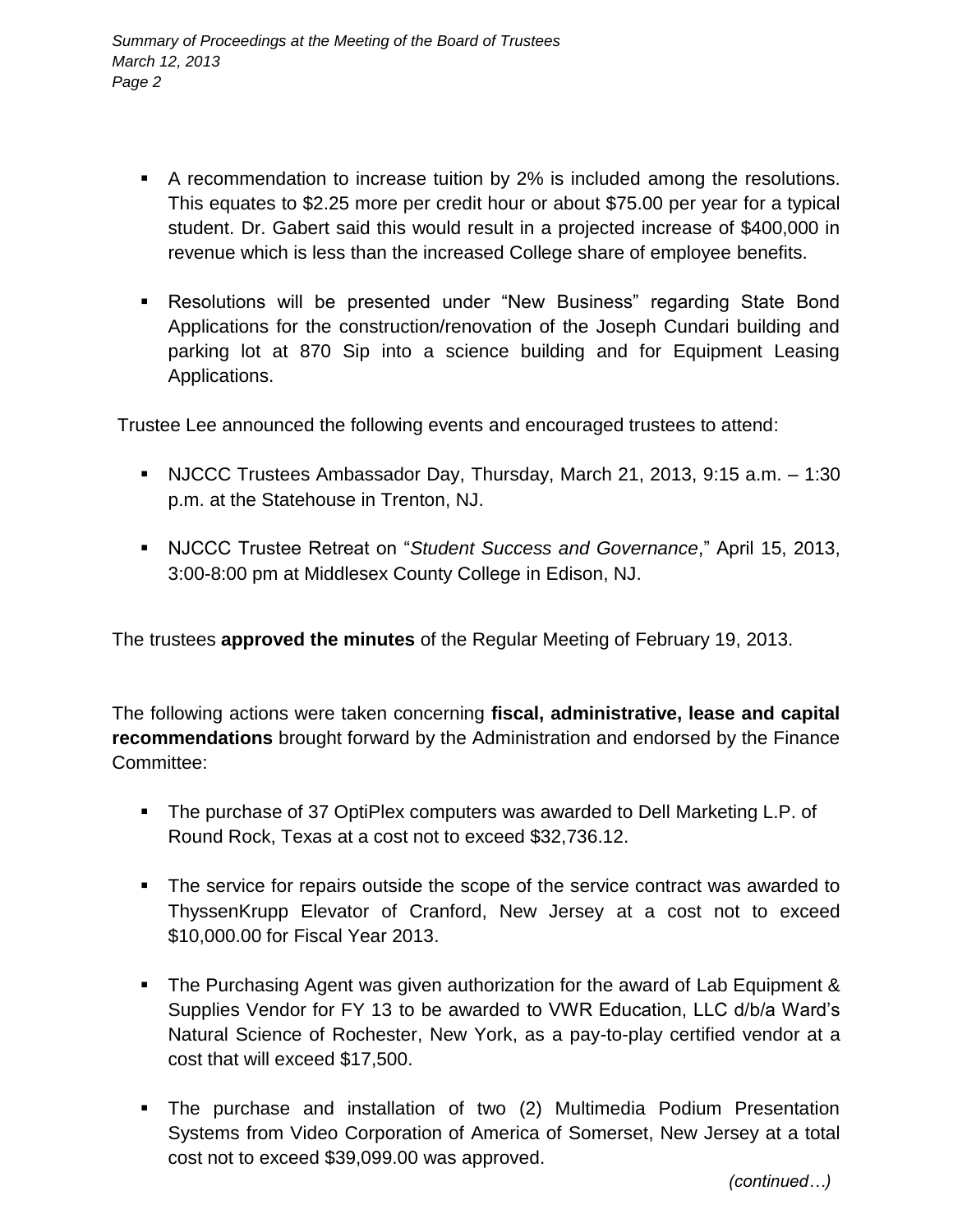- A recommendation to increase tuition by 2% is included among the resolutions. This equates to $2.25 more per credit hour or about $75.00 per year for a typical student. Dr. Gabert said this would result in a projected increase of $400,000 in revenue which is less than the increased College share of employee benefits.

- Resolutions will be presented under "New Business" regarding State Bond Applications for the construction/renovation of the Joseph Cundari building and parking lot at 870 Sip into a science building and for Equipment Leasing Applications.

Trustee Lee announced the following events and encouraged trustees to attend:

- NJCCC Trustees Ambassador Day, Thursday, March 21, 2013, 9:15 a.m. – 1:30 p.m. at the Statehouse in Trenton, NJ.

- NJCCC Trustee Retreat on "*Student Success and Governance*," April 15, 2013, 3:00-8:00 pm at Middlesex County College in Edison, NJ.

The trustees **approved the minutes** of the Regular Meeting of February 19, 2013.

The following actions were taken concerning **fiscal, administrative, lease and capital recommendations** brought forward by the Administration and endorsed by the Finance Committee:

- The purchase of 37 OptiPlex computers was awarded to Dell Marketing L.P. of Round Rock, Texas at a cost not to exceed $32,736.12.

- The service for repairs outside the scope of the service contract was awarded to ThyssenKrupp Elevator of Cranford, New Jersey at a cost not to exceed $10,000.00 for Fiscal Year 2013.

- The Purchasing Agent was given authorization for the award of Lab Equipment & Supplies Vendor for FY 13 to be awarded to VWR Education, LLC d/b/a Ward's Natural Science of Rochester, New York, as a pay-to-play certified vendor at a cost that will exceed $17,500.

- The purchase and installation of two (2) Multimedia Podium Presentation Systems from Video Corporation of America of Somerset, New Jersey at a total cost not to exceed $39,099.00 was approved.

*(continued…)*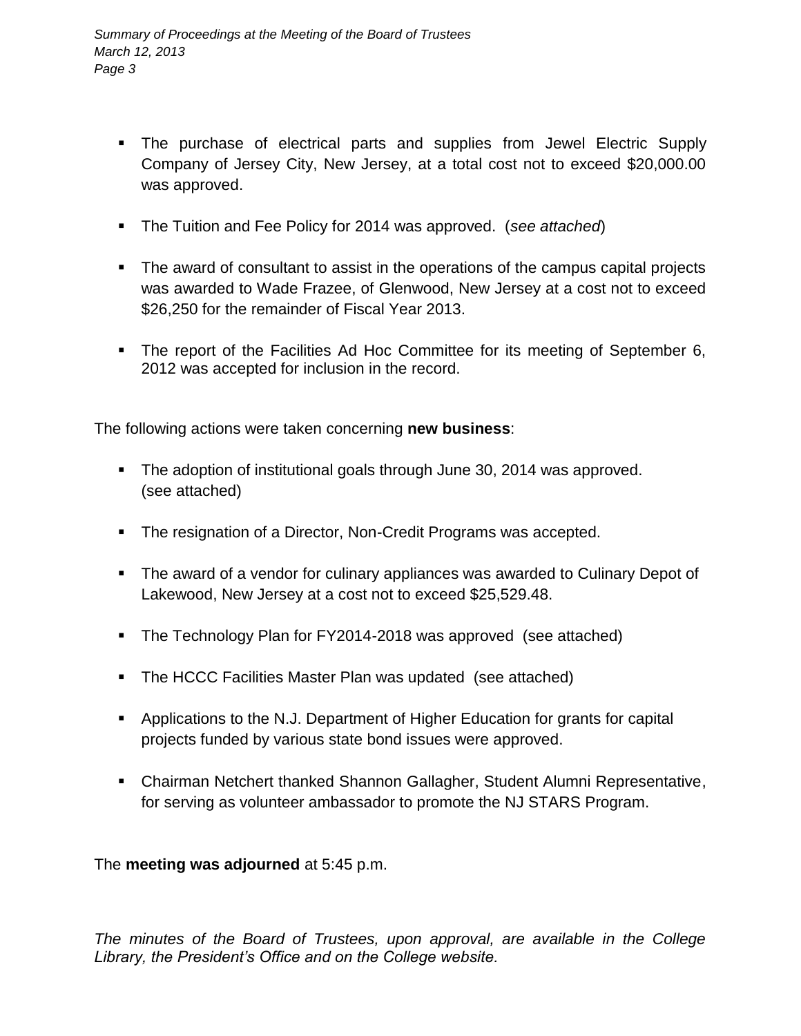- The purchase of electrical parts and supplies from Jewel Electric Supply Company of Jersey City, New Jersey, at a total cost not to exceed $20,000.00 was approved.

- The Tuition and Fee Policy for 2014 was approved. (*see attached*)

- The award of consultant to assist in the operations of the campus capital projects was awarded to Wade Frazee, of Glenwood, New Jersey at a cost not to exceed $26,250 for the remainder of Fiscal Year 2013.

- The report of the Facilities Ad Hoc Committee for its meeting of September 6, 2012 was accepted for inclusion in the record.

The following actions were taken concerning **new business**:

- The adoption of institutional goals through June 30, 2014 was approved. (see attached)

- The resignation of a Director, Non-Credit Programs was accepted.

- The award of a vendor for culinary appliances was awarded to Culinary Depot of Lakewood, New Jersey at a cost not to exceed $25,529.48.

- The Technology Plan for FY2014-2018 was approved (see attached)

- The HCCC Facilities Master Plan was updated (see attached)

- Applications to the N.J. Department of Higher Education for grants for capital projects funded by various state bond issues were approved.

- Chairman Netchert thanked Shannon Gallagher, Student Alumni Representative, for serving as volunteer ambassador to promote the NJ STARS Program.

The **meeting was adjourned** at 5:45 p.m.

*The minutes of the Board of Trustees, upon approval, are available in the College Library, the President's Office and on the College website.*